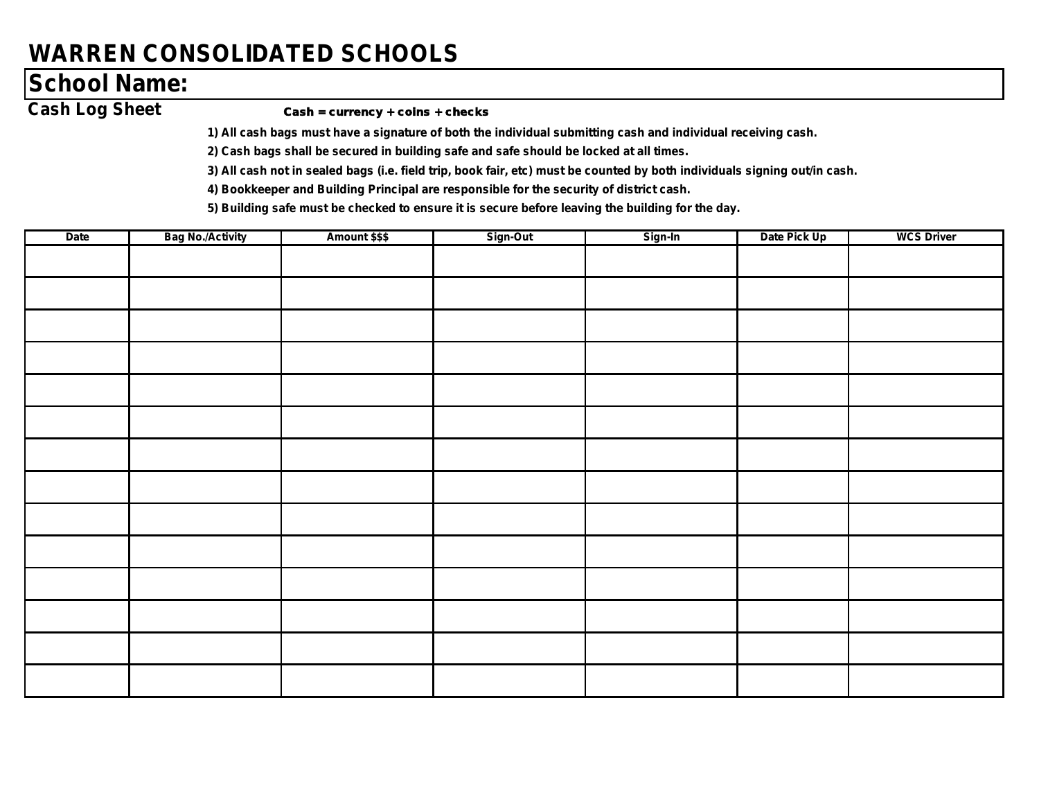# WARREN CONSOLIDATED SCHOOLS

## School Name:

**Cash Log Sheet**

**Cash = currency + coins + checks**

1) All cash bags must have a signature of both the individual submitting cash and individual receiving cash.
2) Cash bags shall be secured in building safe and safe should be locked at all times.
3) All cash not in sealed bags (i.e. field trip, book fair, etc) must be counted by both individuals signing out/in cash.
4) Bookkeeper and Building Principal are responsible for the security of district cash.
5) Building safe must be checked to ensure it is secure before leaving the building for the day.

| Date | Bag No./Activity | Amount $$$ | Sign-Out | Sign-In | Date Pick Up | WCS Driver |
|---|---|---|---|---|---|---|
| | | | | | | |
| | | | | | | |
| | | | | | | |
| | | | | | | |
| | | | | | | |
| | | | | | | |
| | | | | | | |
| | | | | | | |
| | | | | | | |
| | | | | | | |
| | | | | | | |
| | | | | | | |
| | | | | | | |
| | | | | | | |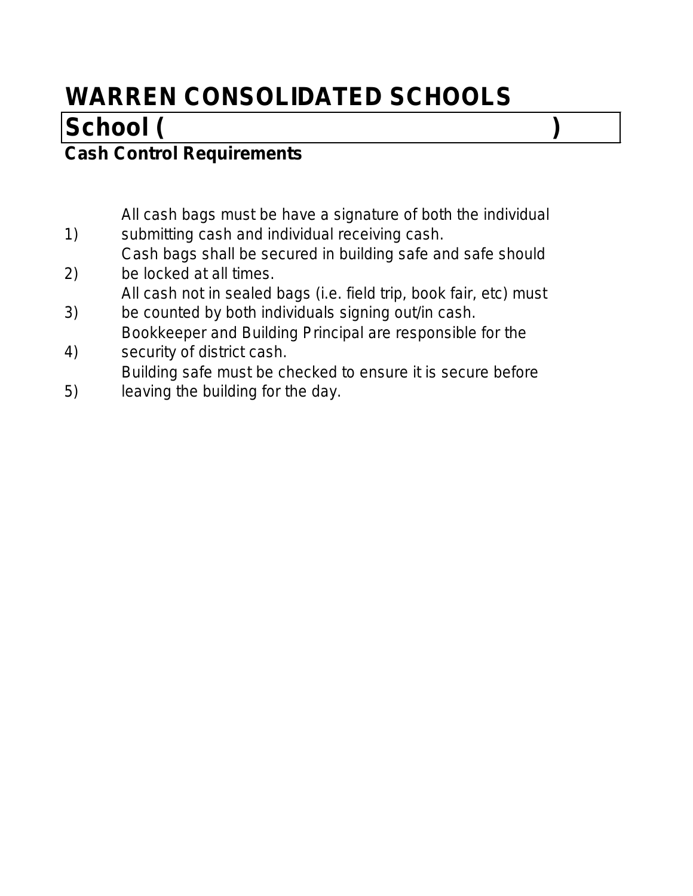# WARREN CONSOLIDATED SCHOOLS

## School (                                        )

### Cash Control Requirements

1) All cash bags must be have a signature of both the individual submitting cash and individual receiving cash.
2) Cash bags shall be secured in building safe and safe should be locked at all times.
3) All cash not in sealed bags (i.e. field trip, book fair, etc) must be counted by both individuals signing out/in cash.
4) Bookkeeper and Building Principal are responsible for the security of district cash.
5) Building safe must be checked to ensure it is secure before leaving the building for the day.